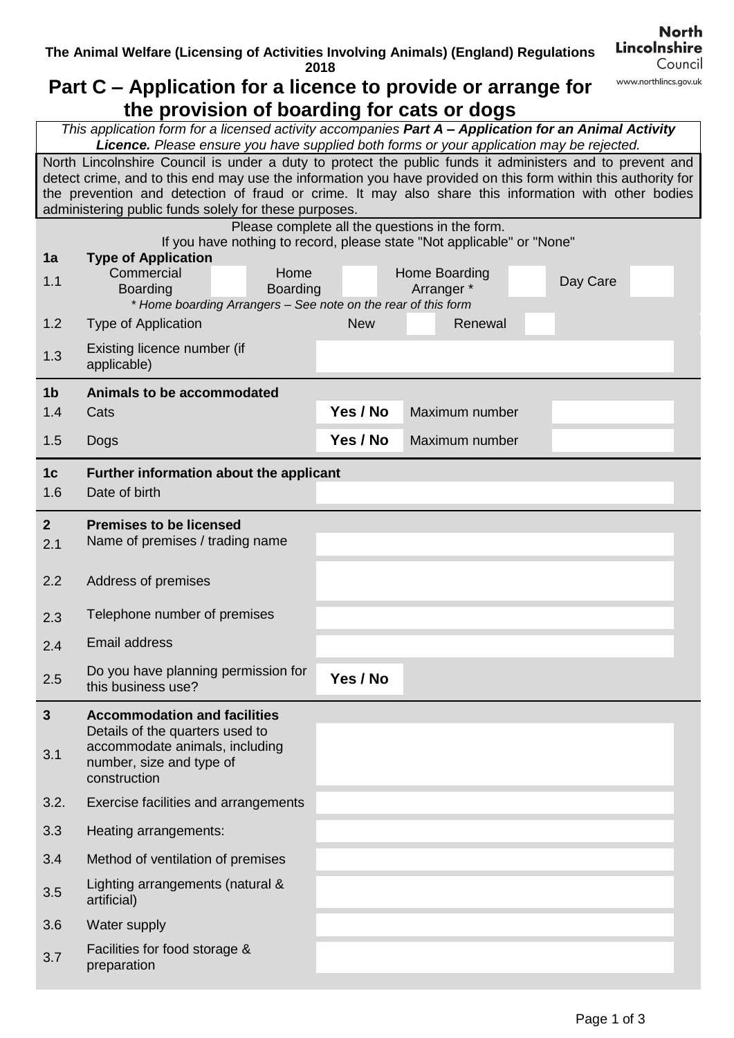The Animal Welfare (Licensing of Activities Involving Animals) (England) Regulations 2018

North Lincolnshire Council
www.northlincs.gov.uk

# Part C – Application for a licence to provide or arrange for the provision of boarding for cats or dogs

*This application form for a licensed activity accompanies **Part A – Application for an Animal Activity Licence.** Please ensure you have supplied both forms or your application may be rejected.*

North Lincolnshire Council is under a duty to protect the public funds it administers and to prevent and detect crime, and to this end may use the information you have provided on this form within this authority for the prevention and detection of fraud or crime. It may also share this information with other bodies administering public funds solely for these purposes.

Please complete all the questions in the form.
If you have nothing to record, please state "Not applicable" or "None"

| | | | | | | | | |
|---|---|---|---|---|---|---|---|---|
| **1a** | **Type of Application** | | | | | | | |
| 1.1 | Commercial Boarding | | Home Boarding | | Home Boarding Arranger * | | Day Care | |
| | *\* Home boarding Arrangers – See note on the rear of this form* | | | | | | | |
| 1.2 | Type of Application | | New | | Renewal | | | |
| 1.3 | Existing licence number (if applicable) | | | | | | | |
| **1b** | **Animals to be accommodated** | | | | | | | |
| 1.4 | Cats | | **Yes / No** | | Maximum number | | | |
| 1.5 | Dogs | | **Yes / No** | | Maximum number | | | |
| **1c** | **Further information about the applicant** | | | | | | | |
| 1.6 | Date of birth | | | | | | | |
| **2** | **Premises to be licensed** | | | | | | | |
| 2.1 | Name of premises / trading name | | | | | | | |
| 2.2 | Address of premises | | | | | | | |
| 2.3 | Telephone number of premises | | | | | | | |
| 2.4 | Email address | | | | | | | |
| 2.5 | Do you have planning permission for this business use? | | **Yes / No** | | | | | |
| **3** | **Accommodation and facilities** | | | | | | | |
| 3.1 | Details of the quarters used to accommodate animals, including number, size and type of construction | | | | | | | |
| 3.2. | Exercise facilities and arrangements | | | | | | | |
| 3.3 | Heating arrangements: | | | | | | | |
| 3.4 | Method of ventilation of premises | | | | | | | |
| 3.5 | Lighting arrangements (natural & artificial) | | | | | | | |
| 3.6 | Water supply | | | | | | | |
| 3.7 | Facilities for food storage & preparation | | | | | | | |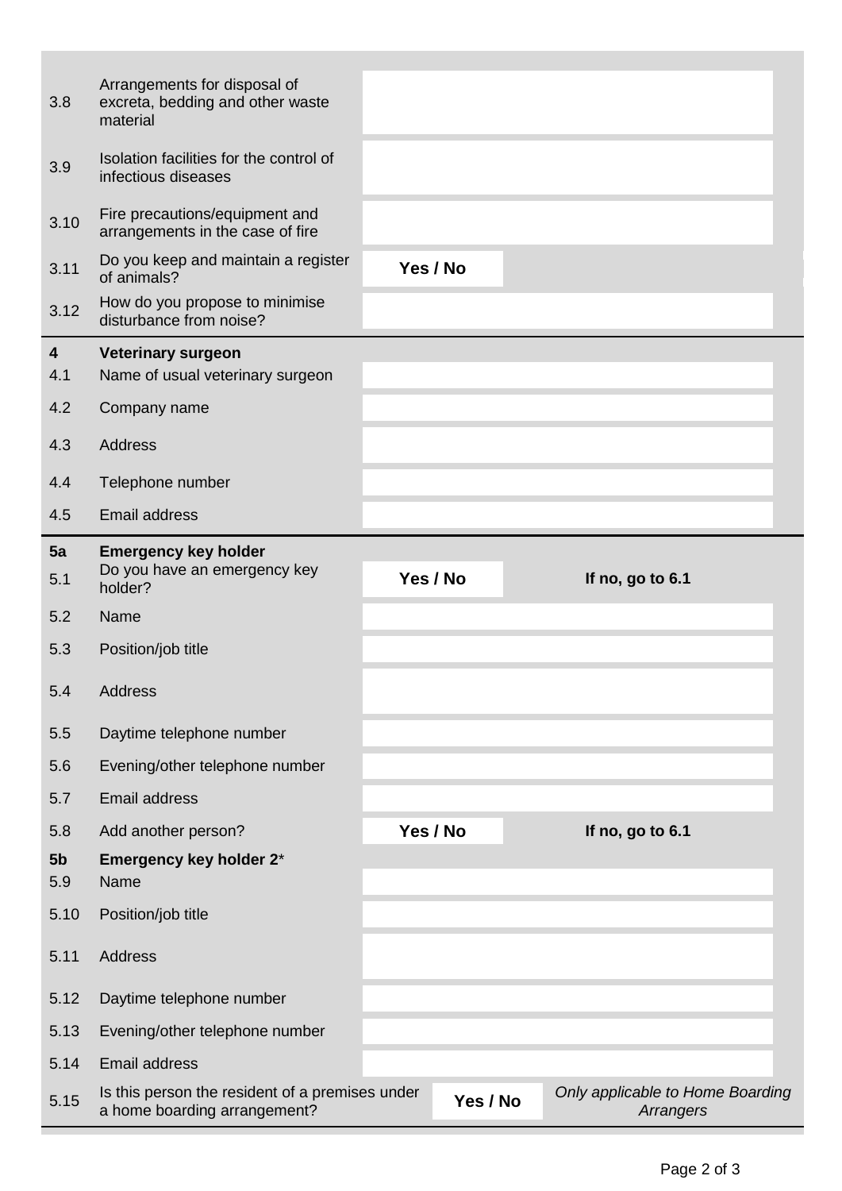| | | | |
|---|---|---|---|
| 3.8 | Arrangements for disposal of excreta, bedding and other waste material | | |
| 3.9 | Isolation facilities for the control of infectious diseases | | |
| 3.10 | Fire precautions/equipment and arrangements in the case of fire | | |
| 3.11 | Do you keep and maintain a register of animals? | **Yes / No** | |
| 3.12 | How do you propose to minimise disturbance from noise? | | |
| **4** | **Veterinary surgeon** | | |
| 4.1 | Name of usual veterinary surgeon | | |
| 4.2 | Company name | | |
| 4.3 | Address | | |
| 4.4 | Telephone number | | |
| 4.5 | Email address | | |
| **5a** | **Emergency key holder** | | |
| 5.1 | Do you have an emergency key holder? | **Yes / No** | **If no, go to 6.1** |
| 5.2 | Name | | |
| 5.3 | Position/job title | | |
| 5.4 | Address | | |
| 5.5 | Daytime telephone number | | |
| 5.6 | Evening/other telephone number | | |
| 5.7 | Email address | | |
| 5.8 | Add another person? | **Yes / No** | **If no, go to 6.1** |
| **5b** | **Emergency key holder 2*** | | |
| 5.9 | Name | | |
| 5.10 | Position/job title | | |
| 5.11 | Address | | |
| 5.12 | Daytime telephone number | | |
| 5.13 | Evening/other telephone number | | |
| 5.14 | Email address | | |
| 5.15 | Is this person the resident of a premises under a home boarding arrangement? | **Yes / No** | *Only applicable to Home Boarding Arrangers* |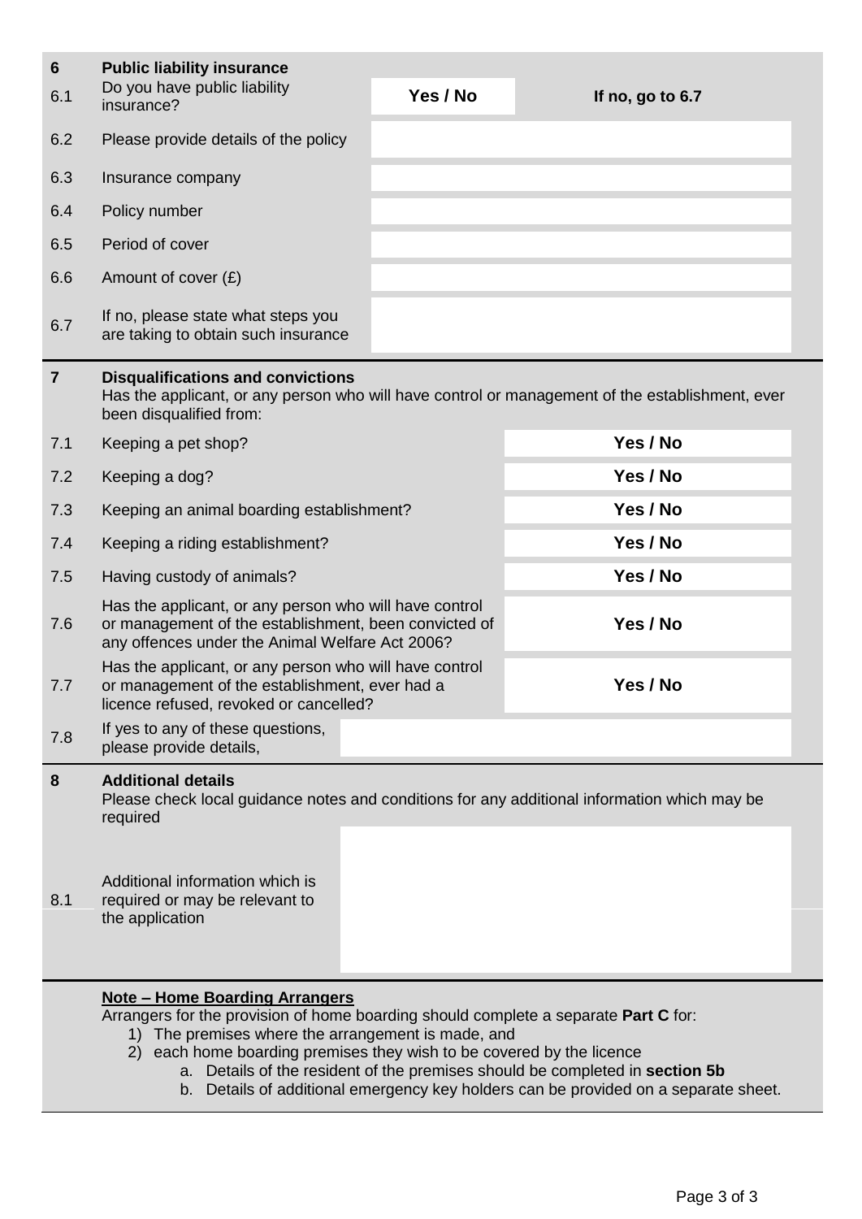| | | | |
|---|---|---|---|
| **6** | **Public liability insurance** | | |
| 6.1 | Do you have public liability insurance? | **Yes / No** | **If no, go to 6.7** |
| 6.2 | Please provide details of the policy | | |
| 6.3 | Insurance company | | |
| 6.4 | Policy number | | |
| 6.5 | Period of cover | | |
| 6.6 | Amount of cover (£) | | |
| 6.7 | If no, please state what steps you are taking to obtain such insurance | | |

| | | |
|---|---|---|
| **7** | **Disqualifications and convictions**<br>Has the applicant, or any person who will have control or management of the establishment, ever been disqualified from: | |
| 7.1 | Keeping a pet shop? | **Yes / No** |
| 7.2 | Keeping a dog? | **Yes / No** |
| 7.3 | Keeping an animal boarding establishment? | **Yes / No** |
| 7.4 | Keeping a riding establishment? | **Yes / No** |
| 7.5 | Having custody of animals? | **Yes / No** |
| 7.6 | Has the applicant, or any person who will have control or management of the establishment, been convicted of any offences under the Animal Welfare Act 2006? | **Yes / No** |
| 7.7 | Has the applicant, or any person who will have control or management of the establishment, ever had a licence refused, revoked or cancelled? | **Yes / No** |
| 7.8 | If yes to any of these questions, please provide details, | |

| | | |
|---|---|---|
| **8** | **Additional details**<br>Please check local guidance notes and conditions for any additional information which may be required | |
| 8.1 | Additional information which is required or may be relevant to the application | |

**Note – Home Boarding Arrangers**

Arrangers for the provision of home boarding should complete a separate **Part C** for:

1) The premises where the arrangement is made, and
2) each home boarding premises they wish to be covered by the licence
   a. Details of the resident of the premises should be completed in **section 5b**
   b. Details of additional emergency key holders can be provided on a separate sheet.